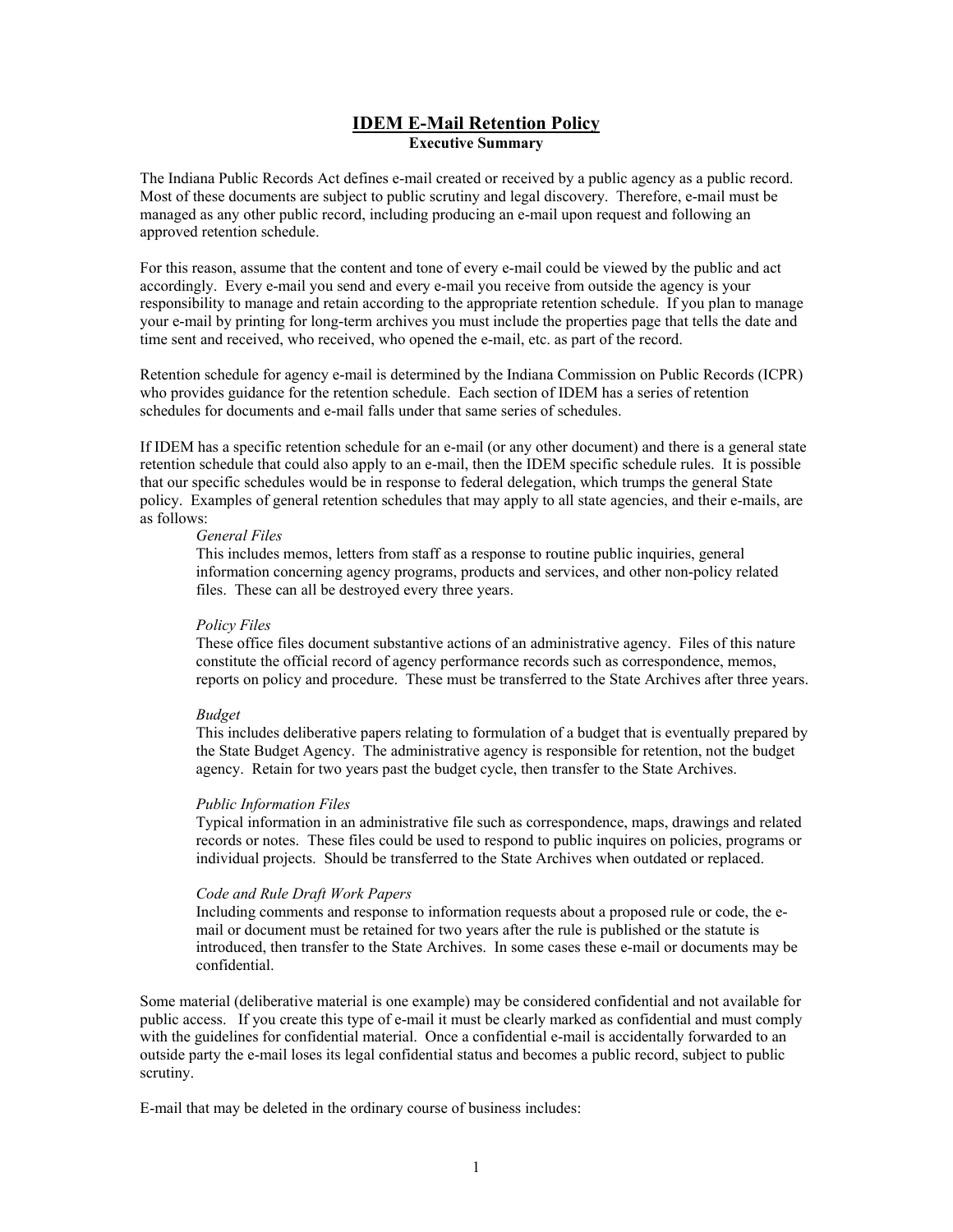# IDEM E-Mail Retention Policy

**Executive Summary**

The Indiana Public Records Act defines e-mail created or received by a public agency as a public record. Most of these documents are subject to public scrutiny and legal discovery. Therefore, e-mail must be managed as any other public record, including producing an e-mail upon request and following an approved retention schedule.

For this reason, assume that the content and tone of every e-mail could be viewed by the public and act accordingly. Every e-mail you send and every e-mail you receive from outside the agency is your responsibility to manage and retain according to the appropriate retention schedule. If you plan to manage your e-mail by printing for long-term archives you must include the properties page that tells the date and time sent and received, who received, who opened the e-mail, etc. as part of the record.

Retention schedule for agency e-mail is determined by the Indiana Commission on Public Records (ICPR) who provides guidance for the retention schedule. Each section of IDEM has a series of retention schedules for documents and e-mail falls under that same series of schedules.

If IDEM has a specific retention schedule for an e-mail (or any other document) and there is a general state retention schedule that could also apply to an e-mail, then the IDEM specific schedule rules. It is possible that our specific schedules would be in response to federal delegation, which trumps the general State policy. Examples of general retention schedules that may apply to all state agencies, and their e-mails, are as follows:

*General Files*

This includes memos, letters from staff as a response to routine public inquiries, general information concerning agency programs, products and services, and other non-policy related files. These can all be destroyed every three years.

*Policy Files*

These office files document substantive actions of an administrative agency. Files of this nature constitute the official record of agency performance records such as correspondence, memos, reports on policy and procedure. These must be transferred to the State Archives after three years.

*Budget*

This includes deliberative papers relating to formulation of a budget that is eventually prepared by the State Budget Agency. The administrative agency is responsible for retention, not the budget agency. Retain for two years past the budget cycle, then transfer to the State Archives.

*Public Information Files*

Typical information in an administrative file such as correspondence, maps, drawings and related records or notes. These files could be used to respond to public inquires on policies, programs or individual projects. Should be transferred to the State Archives when outdated or replaced.

*Code and Rule Draft Work Papers*

Including comments and response to information requests about a proposed rule or code, the e-mail or document must be retained for two years after the rule is published or the statute is introduced, then transfer to the State Archives. In some cases these e-mail or documents may be confidential.

Some material (deliberative material is one example) may be considered confidential and not available for public access. If you create this type of e-mail it must be clearly marked as confidential and must comply with the guidelines for confidential material. Once a confidential e-mail is accidentally forwarded to an outside party the e-mail loses its legal confidential status and becomes a public record, subject to public scrutiny.

E-mail that may be deleted in the ordinary course of business includes: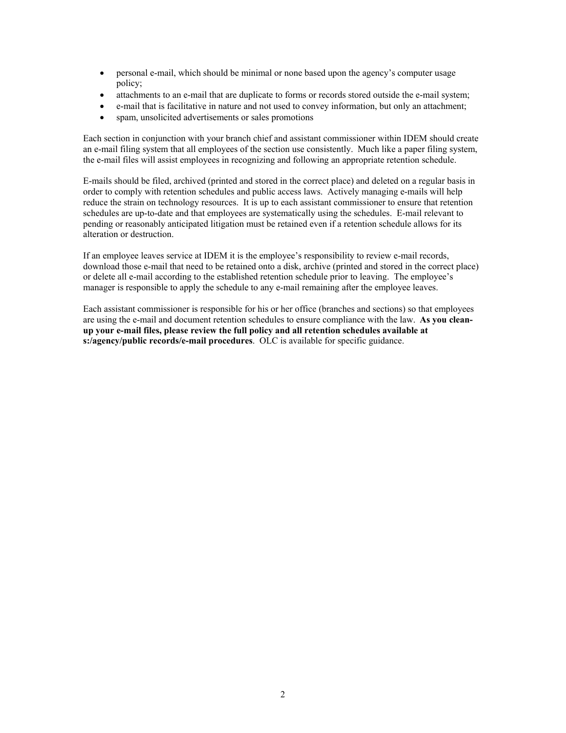- personal e-mail, which should be minimal or none based upon the agency's computer usage policy;
- attachments to an e-mail that are duplicate to forms or records stored outside the e-mail system;
- e-mail that is facilitative in nature and not used to convey information, but only an attachment;
- spam, unsolicited advertisements or sales promotions

Each section in conjunction with your branch chief and assistant commissioner within IDEM should create an e-mail filing system that all employees of the section use consistently. Much like a paper filing system, the e-mail files will assist employees in recognizing and following an appropriate retention schedule.

E-mails should be filed, archived (printed and stored in the correct place) and deleted on a regular basis in order to comply with retention schedules and public access laws. Actively managing e-mails will help reduce the strain on technology resources. It is up to each assistant commissioner to ensure that retention schedules are up-to-date and that employees are systematically using the schedules. E-mail relevant to pending or reasonably anticipated litigation must be retained even if a retention schedule allows for its alteration or destruction.

If an employee leaves service at IDEM it is the employee's responsibility to review e-mail records, download those e-mail that need to be retained onto a disk, archive (printed and stored in the correct place) or delete all e-mail according to the established retention schedule prior to leaving. The employee's manager is responsible to apply the schedule to any e-mail remaining after the employee leaves.

Each assistant commissioner is responsible for his or her office (branches and sections) so that employees are using the e-mail and document retention schedules to ensure compliance with the law. **As you clean-up your e-mail files, please review the full policy and all retention schedules available at s:/agency/public records/e-mail procedures**. OLC is available for specific guidance.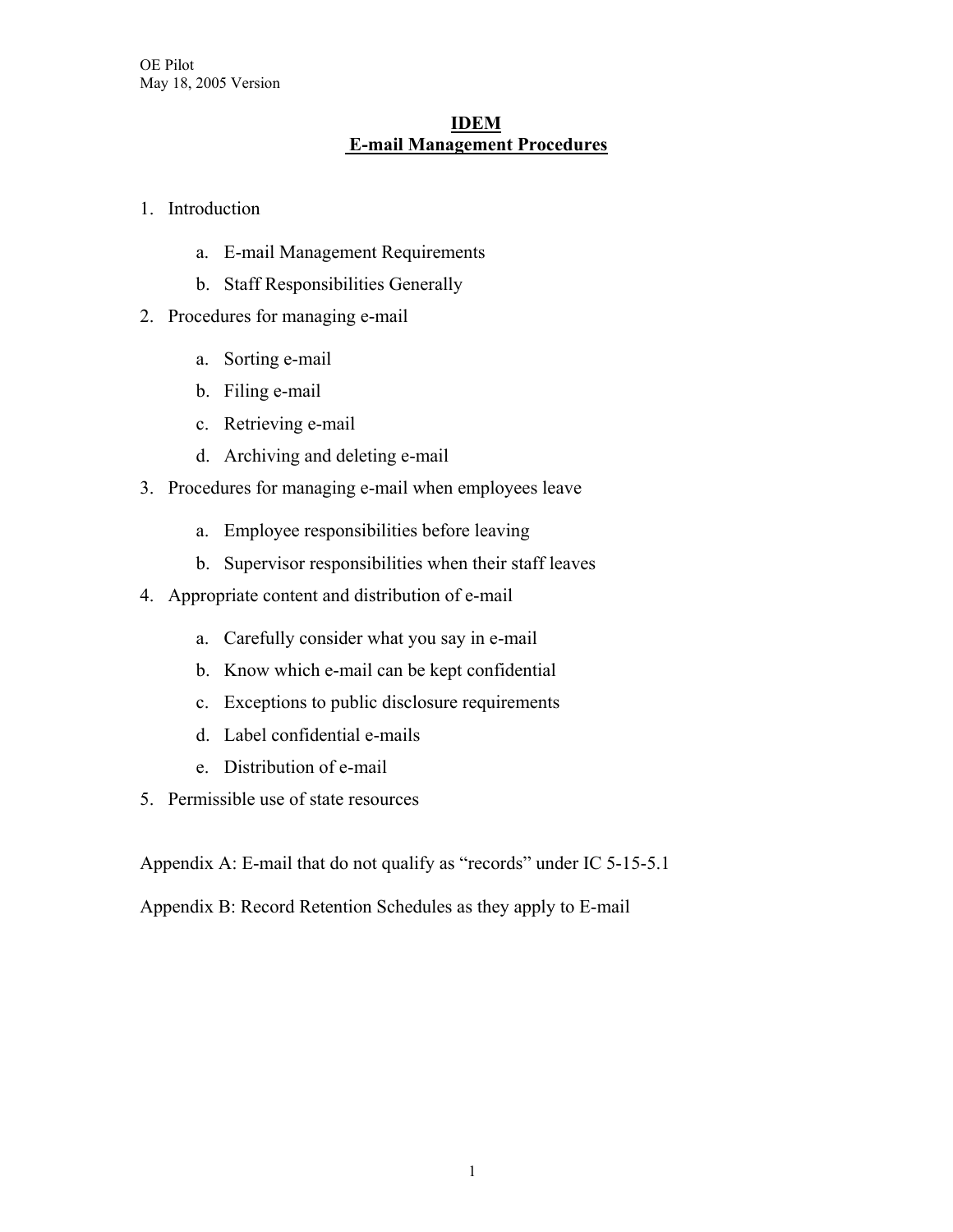OE Pilot
May 18, 2005 Version

# IDEM
# E-mail Management Procedures

1. Introduction
    a. E-mail Management Requirements
    b. Staff Responsibilities Generally
2. Procedures for managing e-mail
    a. Sorting e-mail
    b. Filing e-mail
    c. Retrieving e-mail
    d. Archiving and deleting e-mail
3. Procedures for managing e-mail when employees leave
    a. Employee responsibilities before leaving
    b. Supervisor responsibilities when their staff leaves
4. Appropriate content and distribution of e-mail
    a. Carefully consider what you say in e-mail
    b. Know which e-mail can be kept confidential
    c. Exceptions to public disclosure requirements
    d. Label confidential e-mails
    e. Distribution of e-mail
5. Permissible use of state resources

Appendix A: E-mail that do not qualify as "records" under IC 5-15-5.1

Appendix B: Record Retention Schedules as they apply to E-mail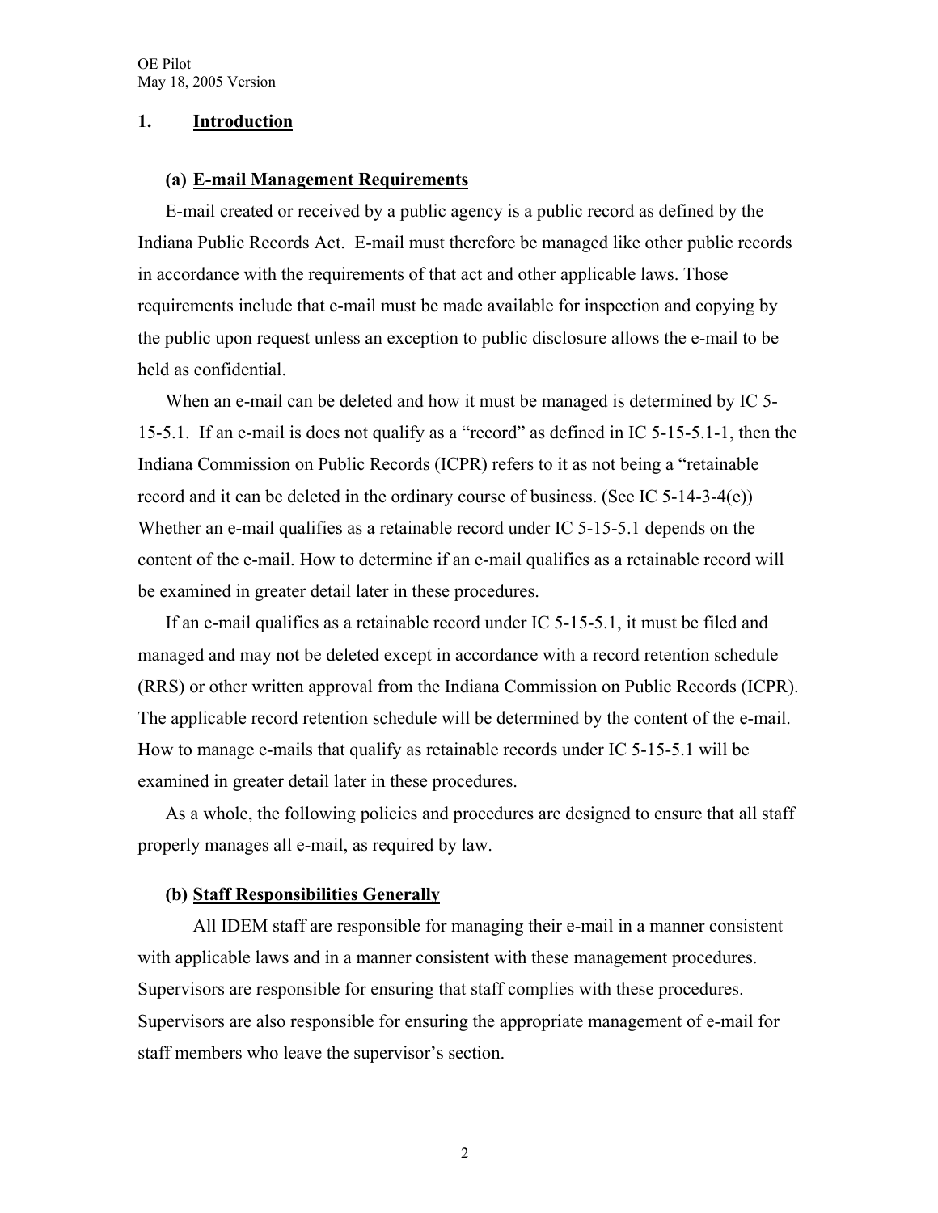## 1. Introduction

### (a) E-mail Management Requirements

E-mail created or received by a public agency is a public record as defined by the Indiana Public Records Act. E-mail must therefore be managed like other public records in accordance with the requirements of that act and other applicable laws. Those requirements include that e-mail must be made available for inspection and copying by the public upon request unless an exception to public disclosure allows the e-mail to be held as confidential.

When an e-mail can be deleted and how it must be managed is determined by IC 5-15-5.1. If an e-mail is does not qualify as a "record" as defined in IC 5-15-5.1-1, then the Indiana Commission on Public Records (ICPR) refers to it as not being a "retainable record and it can be deleted in the ordinary course of business. (See IC 5-14-3-4(e)) Whether an e-mail qualifies as a retainable record under IC 5-15-5.1 depends on the content of the e-mail. How to determine if an e-mail qualifies as a retainable record will be examined in greater detail later in these procedures.

If an e-mail qualifies as a retainable record under IC 5-15-5.1, it must be filed and managed and may not be deleted except in accordance with a record retention schedule (RRS) or other written approval from the Indiana Commission on Public Records (ICPR). The applicable record retention schedule will be determined by the content of the e-mail. How to manage e-mails that qualify as retainable records under IC 5-15-5.1 will be examined in greater detail later in these procedures.

As a whole, the following policies and procedures are designed to ensure that all staff properly manages all e-mail, as required by law.

### (b) Staff Responsibilities Generally

All IDEM staff are responsible for managing their e-mail in a manner consistent with applicable laws and in a manner consistent with these management procedures. Supervisors are responsible for ensuring that staff complies with these procedures. Supervisors are also responsible for ensuring the appropriate management of e-mail for staff members who leave the supervisor's section.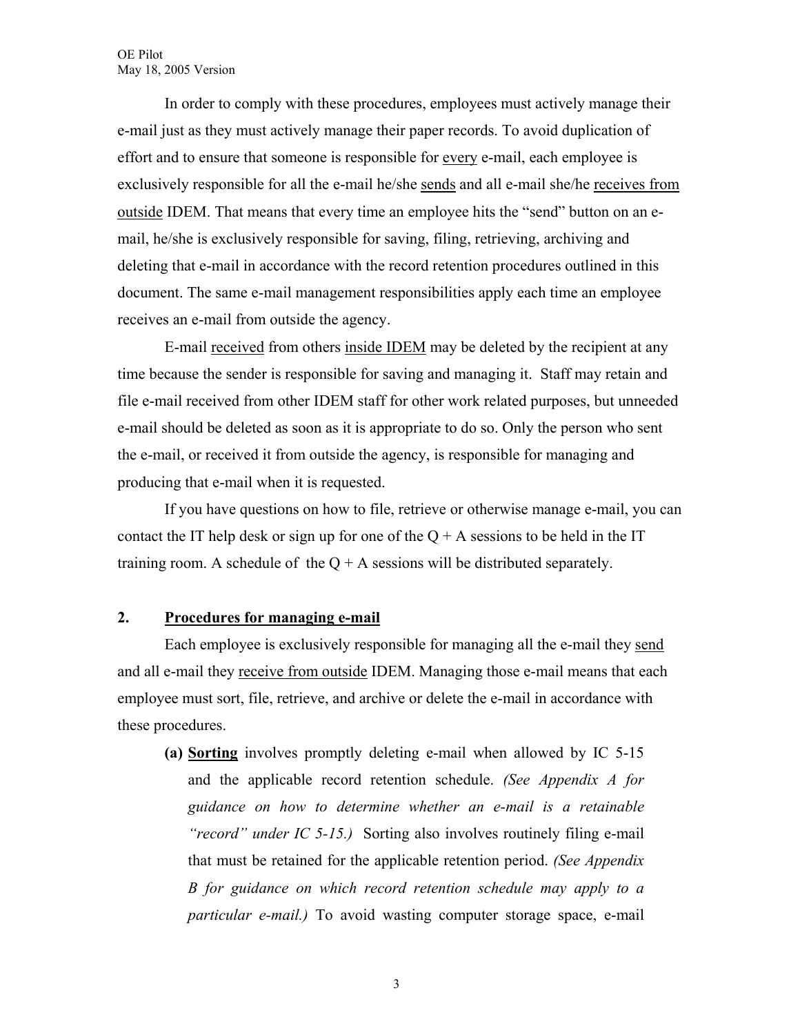In order to comply with these procedures, employees must actively manage their e-mail just as they must actively manage their paper records. To avoid duplication of effort and to ensure that someone is responsible for <u>every</u> e-mail, each employee is exclusively responsible for all the e-mail he/she <u>sends</u> and all e-mail she/he <u>receives from outside</u> IDEM. That means that every time an employee hits the "send" button on an e-mail, he/she is exclusively responsible for saving, filing, retrieving, archiving and deleting that e-mail in accordance with the record retention procedures outlined in this document. The same e-mail management responsibilities apply each time an employee receives an e-mail from outside the agency.

E-mail <u>received</u> from others <u>inside IDEM</u> may be deleted by the recipient at any time because the sender is responsible for saving and managing it. Staff may retain and file e-mail received from other IDEM staff for other work related purposes, but unneeded e-mail should be deleted as soon as it is appropriate to do so. Only the person who sent the e-mail, or received it from outside the agency, is responsible for managing and producing that e-mail when it is requested.

If you have questions on how to file, retrieve or otherwise manage e-mail, you can contact the IT help desk or sign up for one of the Q + A sessions to be held in the IT training room. A schedule of the Q + A sessions will be distributed separately.

## 2. <u>Procedures for managing e-mail</u>

Each employee is exclusively responsible for managing all the e-mail they <u>send</u> and all e-mail they <u>receive from outside</u> IDEM. Managing those e-mail means that each employee must sort, file, retrieve, and archive or delete the e-mail in accordance with these procedures.

**(a) <u>Sorting</u>** involves promptly deleting e-mail when allowed by IC 5-15 and the applicable record retention schedule. *(See Appendix A for guidance on how to determine whether an e-mail is a retainable "record" under IC 5-15.)* Sorting also involves routinely filing e-mail that must be retained for the applicable retention period. *(See Appendix B for guidance on which record retention schedule may apply to a particular e-mail.)* To avoid wasting computer storage space, e-mail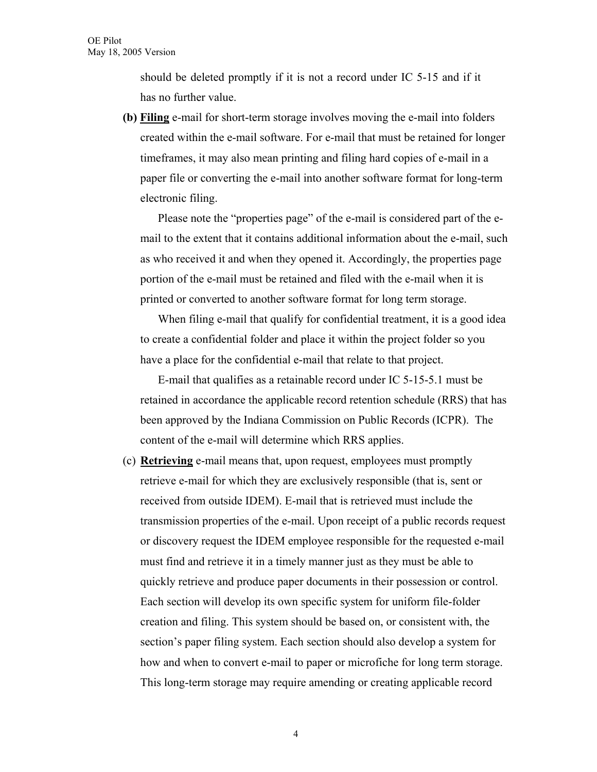should be deleted promptly if it is not a record under IC 5-15 and if it has no further value.

**(b) <u>Filing</u>** e-mail for short-term storage involves moving the e-mail into folders created within the e-mail software. For e-mail that must be retained for longer timeframes, it may also mean printing and filing hard copies of e-mail in a paper file or converting the e-mail into another software format for long-term electronic filing.

Please note the "properties page" of the e-mail is considered part of the e-mail to the extent that it contains additional information about the e-mail, such as who received it and when they opened it. Accordingly, the properties page portion of the e-mail must be retained and filed with the e-mail when it is printed or converted to another software format for long term storage.

When filing e-mail that qualify for confidential treatment, it is a good idea to create a confidential folder and place it within the project folder so you have a place for the confidential e-mail that relate to that project.

E-mail that qualifies as a retainable record under IC 5-15-5.1 must be retained in accordance the applicable record retention schedule (RRS) that has been approved by the Indiana Commission on Public Records (ICPR). The content of the e-mail will determine which RRS applies.

(c) **<u>Retrieving</u>** e-mail means that, upon request, employees must promptly retrieve e-mail for which they are exclusively responsible (that is, sent or received from outside IDEM). E-mail that is retrieved must include the transmission properties of the e-mail. Upon receipt of a public records request or discovery request the IDEM employee responsible for the requested e-mail must find and retrieve it in a timely manner just as they must be able to quickly retrieve and produce paper documents in their possession or control. Each section will develop its own specific system for uniform file-folder creation and filing. This system should be based on, or consistent with, the section's paper filing system. Each section should also develop a system for how and when to convert e-mail to paper or microfiche for long term storage. This long-term storage may require amending or creating applicable record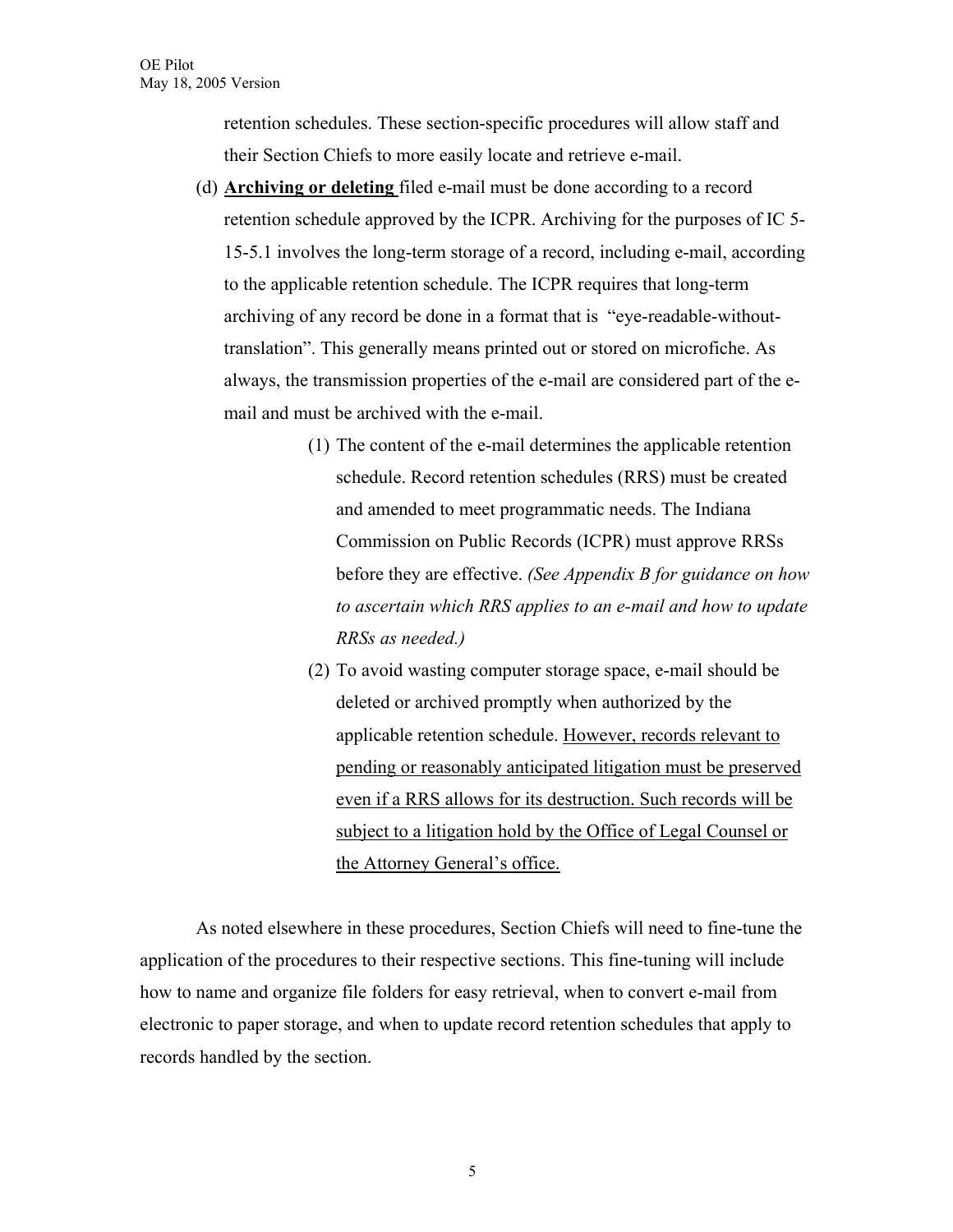retention schedules. These section-specific procedures will allow staff and their Section Chiefs to more easily locate and retrieve e-mail.

(d) <u>**Archiving or deleting**</u> filed e-mail must be done according to a record retention schedule approved by the ICPR. Archiving for the purposes of IC 5-15-5.1 involves the long-term storage of a record, including e-mail, according to the applicable retention schedule. The ICPR requires that long-term archiving of any record be done in a format that is "eye-readable-without-translation". This generally means printed out or stored on microfiche. As always, the transmission properties of the e-mail are considered part of the e-mail and must be archived with the e-mail.

  (1) The content of the e-mail determines the applicable retention schedule. Record retention schedules (RRS) must be created and amended to meet programmatic needs. The Indiana Commission on Public Records (ICPR) must approve RRSs before they are effective. *(See Appendix B for guidance on how to ascertain which RRS applies to an e-mail and how to update RRSs as needed.)*

  (2) To avoid wasting computer storage space, e-mail should be deleted or archived promptly when authorized by the applicable retention schedule. <u>However, records relevant to pending or reasonably anticipated litigation must be preserved even if a RRS allows for its destruction. Such records will be subject to a litigation hold by the Office of Legal Counsel or the Attorney General's office.</u>

As noted elsewhere in these procedures, Section Chiefs will need to fine-tune the application of the procedures to their respective sections. This fine-tuning will include how to name and organize file folders for easy retrieval, when to convert e-mail from electronic to paper storage, and when to update record retention schedules that apply to records handled by the section.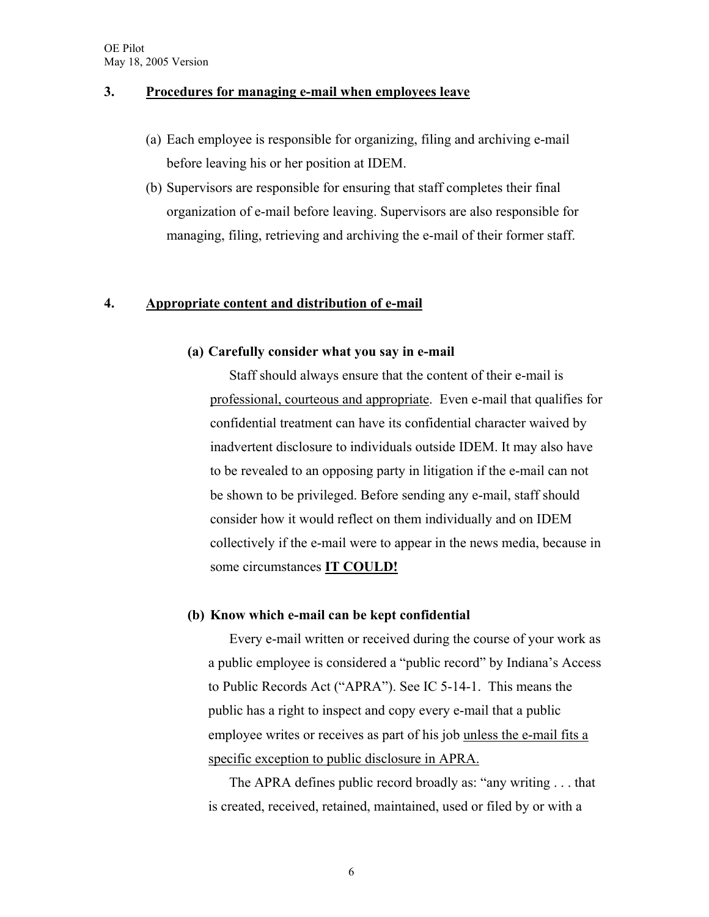## 3. Procedures for managing e-mail when employees leave

(a) Each employee is responsible for organizing, filing and archiving e-mail before leaving his or her position at IDEM.

(b) Supervisors are responsible for ensuring that staff completes their final organization of e-mail before leaving. Supervisors are also responsible for managing, filing, retrieving and archiving the e-mail of their former staff.

## 4. Appropriate content and distribution of e-mail

### (a) Carefully consider what you say in e-mail

Staff should always ensure that the content of their e-mail is <u>professional, courteous and appropriate</u>. Even e-mail that qualifies for confidential treatment can have its confidential character waived by inadvertent disclosure to individuals outside IDEM. It may also have to be revealed to an opposing party in litigation if the e-mail can not be shown to be privileged. Before sending any e-mail, staff should consider how it would reflect on them individually and on IDEM collectively if the e-mail were to appear in the news media, because in some circumstances <u>**IT COULD!**</u>

### (b) Know which e-mail can be kept confidential

Every e-mail written or received during the course of your work as a public employee is considered a "public record" by Indiana's Access to Public Records Act ("APRA"). See IC 5-14-1. This means the public has a right to inspect and copy every e-mail that a public employee writes or receives as part of his job <u>unless the e-mail fits a specific exception to public disclosure in APRA.</u>

The APRA defines public record broadly as: "any writing . . . that is created, received, retained, maintained, used or filed by or with a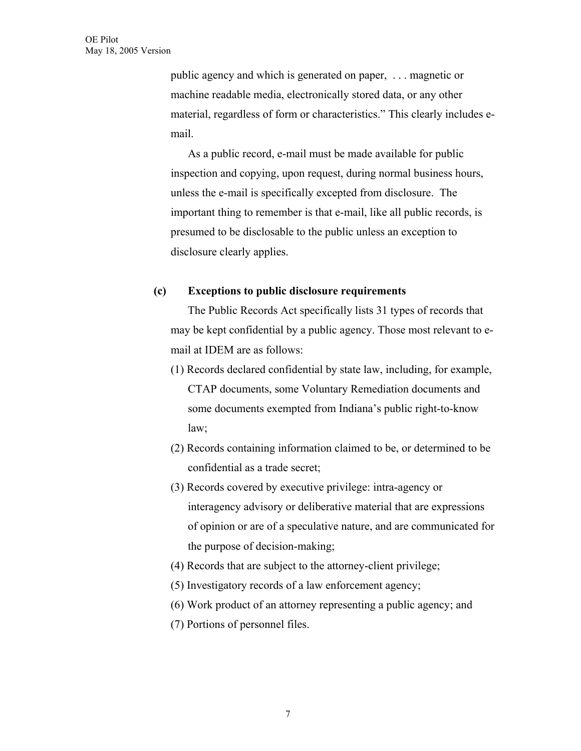public agency and which is generated on paper, . . . magnetic or machine readable media, electronically stored data, or any other material, regardless of form or characteristics." This clearly includes e-mail.

As a public record, e-mail must be made available for public inspection and copying, upon request, during normal business hours, unless the e-mail is specifically excepted from disclosure. The important thing to remember is that e-mail, like all public records, is presumed to be disclosable to the public unless an exception to disclosure clearly applies.

**(c) Exceptions to public disclosure requirements**

The Public Records Act specifically lists 31 types of records that may be kept confidential by a public agency. Those most relevant to e-mail at IDEM are as follows:

(1) Records declared confidential by state law, including, for example, CTAP documents, some Voluntary Remediation documents and some documents exempted from Indiana's public right-to-know law;

(2) Records containing information claimed to be, or determined to be confidential as a trade secret;

(3) Records covered by executive privilege: intra-agency or interagency advisory or deliberative material that are expressions of opinion or are of a speculative nature, and are communicated for the purpose of decision-making;

(4) Records that are subject to the attorney-client privilege;

(5) Investigatory records of a law enforcement agency;

(6) Work product of an attorney representing a public agency; and

(7) Portions of personnel files.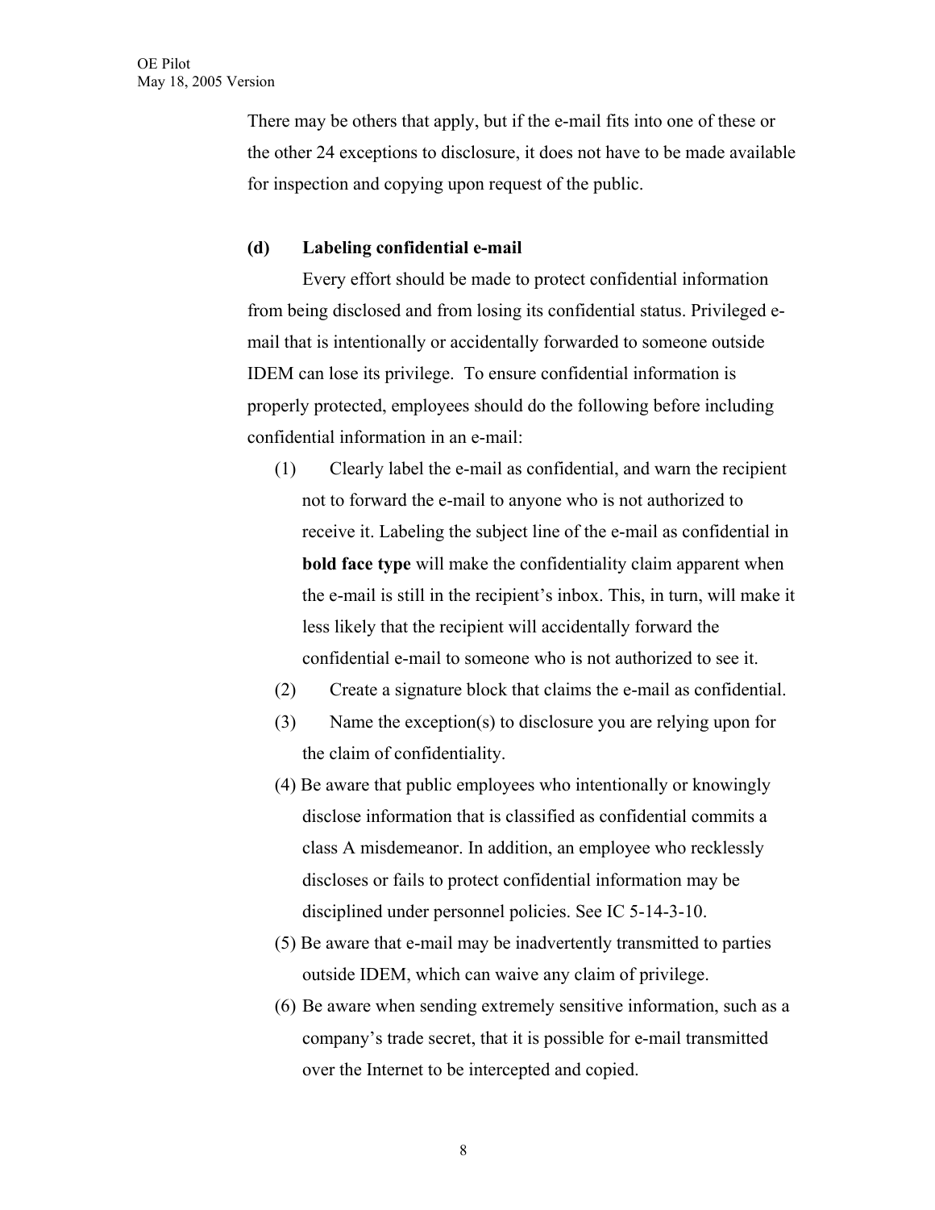There may be others that apply, but if the e-mail fits into one of these or the other 24 exceptions to disclosure, it does not have to be made available for inspection and copying upon request of the public.

**(d) Labeling confidential e-mail**

Every effort should be made to protect confidential information from being disclosed and from losing its confidential status. Privileged e-mail that is intentionally or accidentally forwarded to someone outside IDEM can lose its privilege. To ensure confidential information is properly protected, employees should do the following before including confidential information in an e-mail:

(1) Clearly label the e-mail as confidential, and warn the recipient not to forward the e-mail to anyone who is not authorized to receive it. Labeling the subject line of the e-mail as confidential in **bold face type** will make the confidentiality claim apparent when the e-mail is still in the recipient's inbox. This, in turn, will make it less likely that the recipient will accidentally forward the confidential e-mail to someone who is not authorized to see it.

(2) Create a signature block that claims the e-mail as confidential.

(3) Name the exception(s) to disclosure you are relying upon for the claim of confidentiality.

(4) Be aware that public employees who intentionally or knowingly disclose information that is classified as confidential commits a class A misdemeanor. In addition, an employee who recklessly discloses or fails to protect confidential information may be disciplined under personnel policies. See IC 5-14-3-10.

(5) Be aware that e-mail may be inadvertently transmitted to parties outside IDEM, which can waive any claim of privilege.

(6) Be aware when sending extremely sensitive information, such as a company's trade secret, that it is possible for e-mail transmitted over the Internet to be intercepted and copied.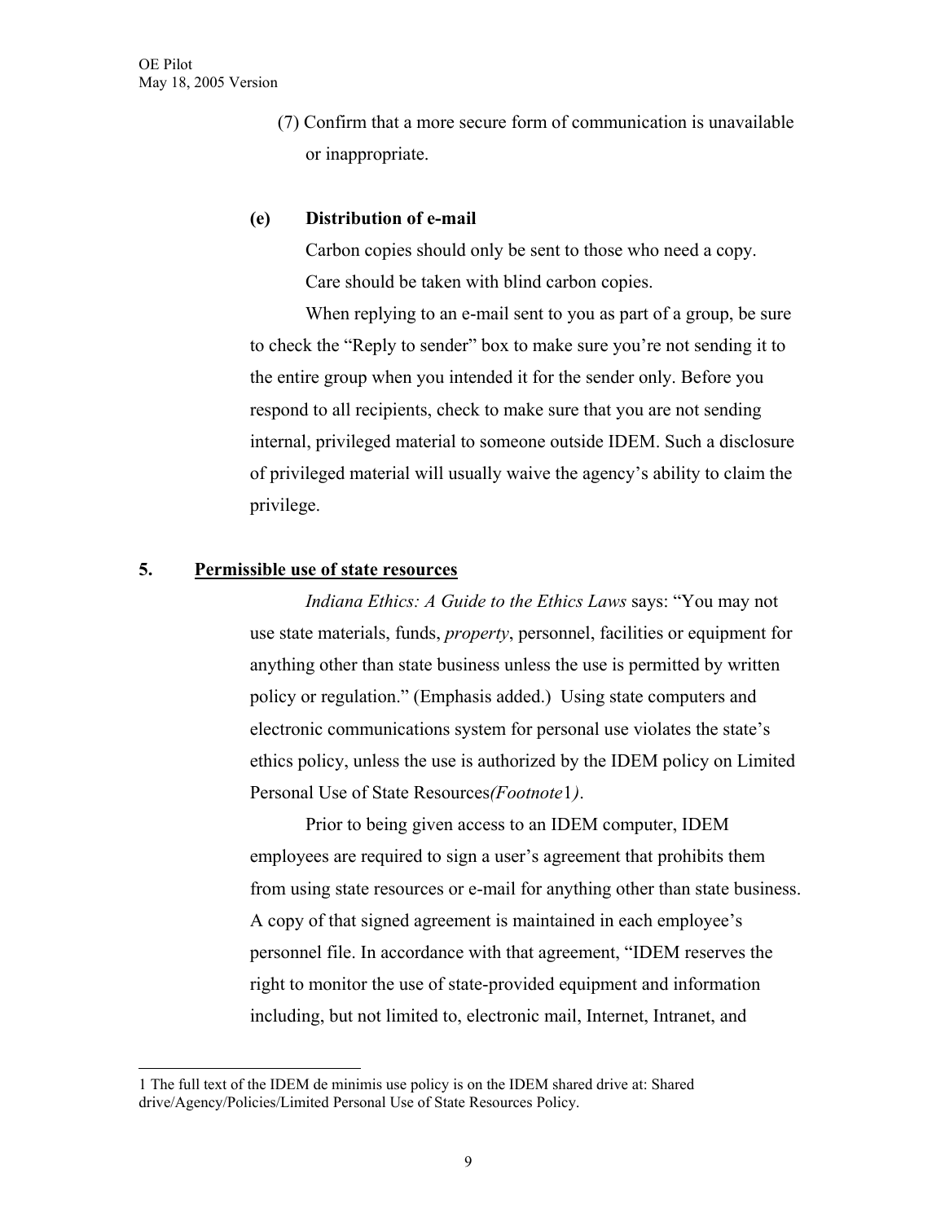(7) Confirm that a more secure form of communication is unavailable or inappropriate.

**(e) Distribution of e-mail**

Carbon copies should only be sent to those who need a copy.

Care should be taken with blind carbon copies.

When replying to an e-mail sent to you as part of a group, be sure to check the "Reply to sender" box to make sure you're not sending it to the entire group when you intended it for the sender only. Before you respond to all recipients, check to make sure that you are not sending internal, privileged material to someone outside IDEM. Such a disclosure of privileged material will usually waive the agency's ability to claim the privilege.

## 5. Permissible use of state resources

*Indiana Ethics: A Guide to the Ethics Laws* says: "You may not use state materials, funds, *property*, personnel, facilities or equipment for anything other than state business unless the use is permitted by written policy or regulation." (Emphasis added.) Using state computers and electronic communications system for personal use violates the state's ethics policy, unless the use is authorized by the IDEM policy on Limited Personal Use of State Resources*(Footnote*1*)*.

Prior to being given access to an IDEM computer, IDEM employees are required to sign a user's agreement that prohibits them from using state resources or e-mail for anything other than state business. A copy of that signed agreement is maintained in each employee's personnel file. In accordance with that agreement, "IDEM reserves the right to monitor the use of state-provided equipment and information including, but not limited to, electronic mail, Internet, Intranet, and

---

1 The full text of the IDEM de minimis use policy is on the IDEM shared drive at: Shared drive/Agency/Policies/Limited Personal Use of State Resources Policy.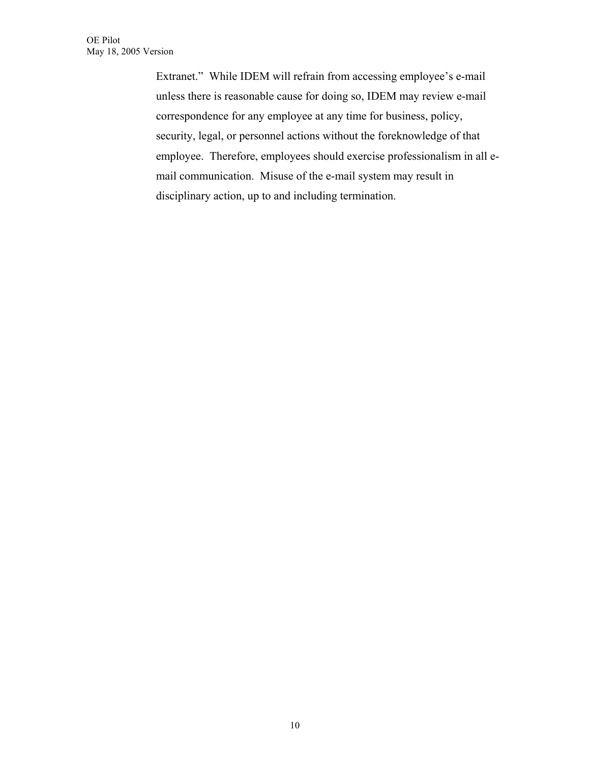Extranet." While IDEM will refrain from accessing employee's e-mail unless there is reasonable cause for doing so, IDEM may review e-mail correspondence for any employee at any time for business, policy, security, legal, or personnel actions without the foreknowledge of that employee. Therefore, employees should exercise professionalism in all e-mail communication. Misuse of the e-mail system may result in disciplinary action, up to and including termination.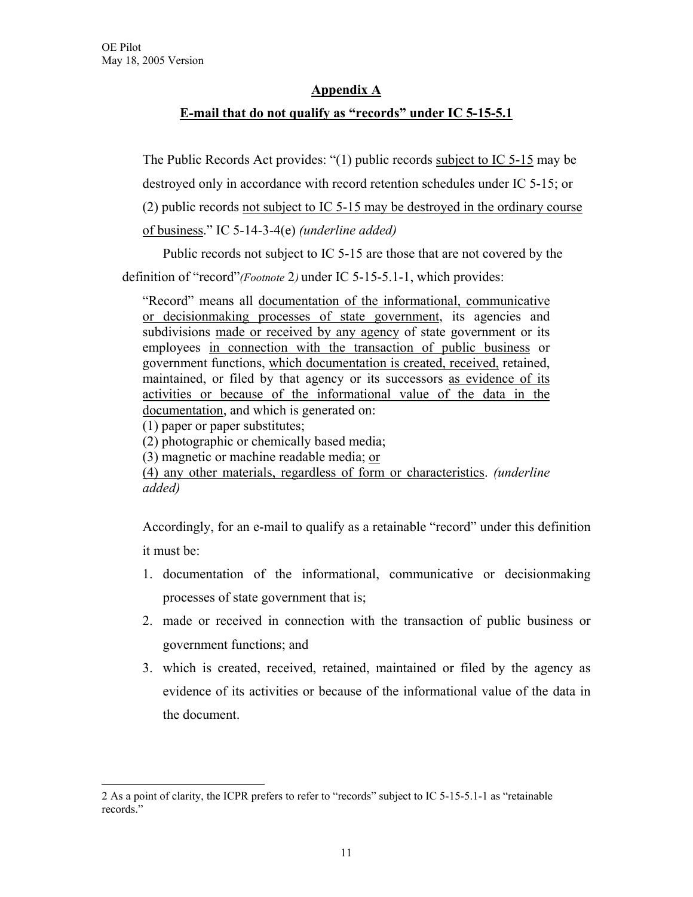## Appendix A

## E-mail that do not qualify as "records" under IC 5-15-5.1

The Public Records Act provides: "(1) public records subject to IC 5-15 may be destroyed only in accordance with record retention schedules under IC 5-15; or (2) public records not subject to IC 5-15 may be destroyed in the ordinary course of business." IC 5-14-3-4(e) *(underline added)*

Public records not subject to IC 5-15 are those that are not covered by the definition of "record"*(Footnote* 2*)* under IC 5-15-5.1-1, which provides:

> "Record" means all documentation of the informational, communicative or decisionmaking processes of state government, its agencies and subdivisions made or received by any agency of state government or its employees in connection with the transaction of public business or government functions, which documentation is created, received, retained, maintained, or filed by that agency or its successors as evidence of its activities or because of the informational value of the data in the documentation, and which is generated on:
> (1) paper or paper substitutes;
> (2) photographic or chemically based media;
> (3) magnetic or machine readable media; or
> (4) any other materials, regardless of form or characteristics. *(underline added)*

Accordingly, for an e-mail to qualify as a retainable "record" under this definition it must be:

1. documentation of the informational, communicative or decisionmaking processes of state government that is;
2. made or received in connection with the transaction of public business or government functions; and
3. which is created, received, retained, maintained or filed by the agency as evidence of its activities or because of the informational value of the data in the document.

---

2 As a point of clarity, the ICPR prefers to refer to "records" subject to IC 5-15-5.1-1 as "retainable records."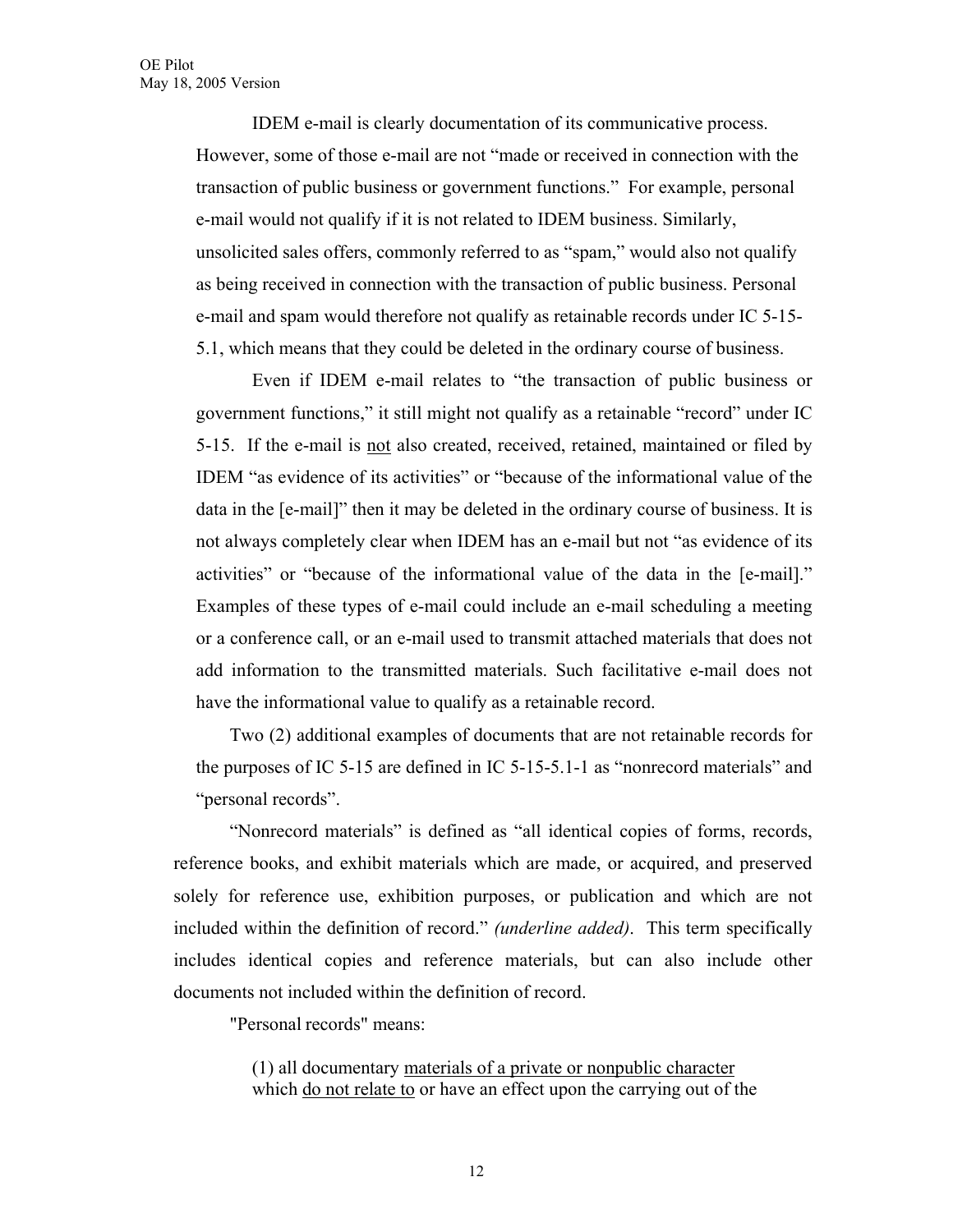IDEM e-mail is clearly documentation of its communicative process. However, some of those e-mail are not "made or received in connection with the transaction of public business or government functions." For example, personal e-mail would not qualify if it is not related to IDEM business. Similarly, unsolicited sales offers, commonly referred to as "spam," would also not qualify as being received in connection with the transaction of public business. Personal e-mail and spam would therefore not qualify as retainable records under IC 5-15-5.1, which means that they could be deleted in the ordinary course of business.

Even if IDEM e-mail relates to "the transaction of public business or government functions," it still might not qualify as a retainable "record" under IC 5-15. If the e-mail is <u>not</u> also created, received, retained, maintained or filed by IDEM "as evidence of its activities" or "because of the informational value of the data in the [e-mail]" then it may be deleted in the ordinary course of business. It is not always completely clear when IDEM has an e-mail but not "as evidence of its activities" or "because of the informational value of the data in the [e-mail]." Examples of these types of e-mail could include an e-mail scheduling a meeting or a conference call, or an e-mail used to transmit attached materials that does not add information to the transmitted materials. Such facilitative e-mail does not have the informational value to qualify as a retainable record.

Two (2) additional examples of documents that are not retainable records for the purposes of IC 5-15 are defined in IC 5-15-5.1-1 as "nonrecord materials" and "personal records".

"Nonrecord materials" is defined as "all identical copies of forms, records, reference books, and exhibit materials which are made, or acquired, and preserved solely for reference use, exhibition purposes, or publication and which are not included within the definition of record." *(underline added)*. This term specifically includes identical copies and reference materials, but can also include other documents not included within the definition of record.

"Personal records" means:

> (1) all documentary <u>materials of a private or nonpublic character</u> which <u>do not relate to</u> or have an effect upon the carrying out of the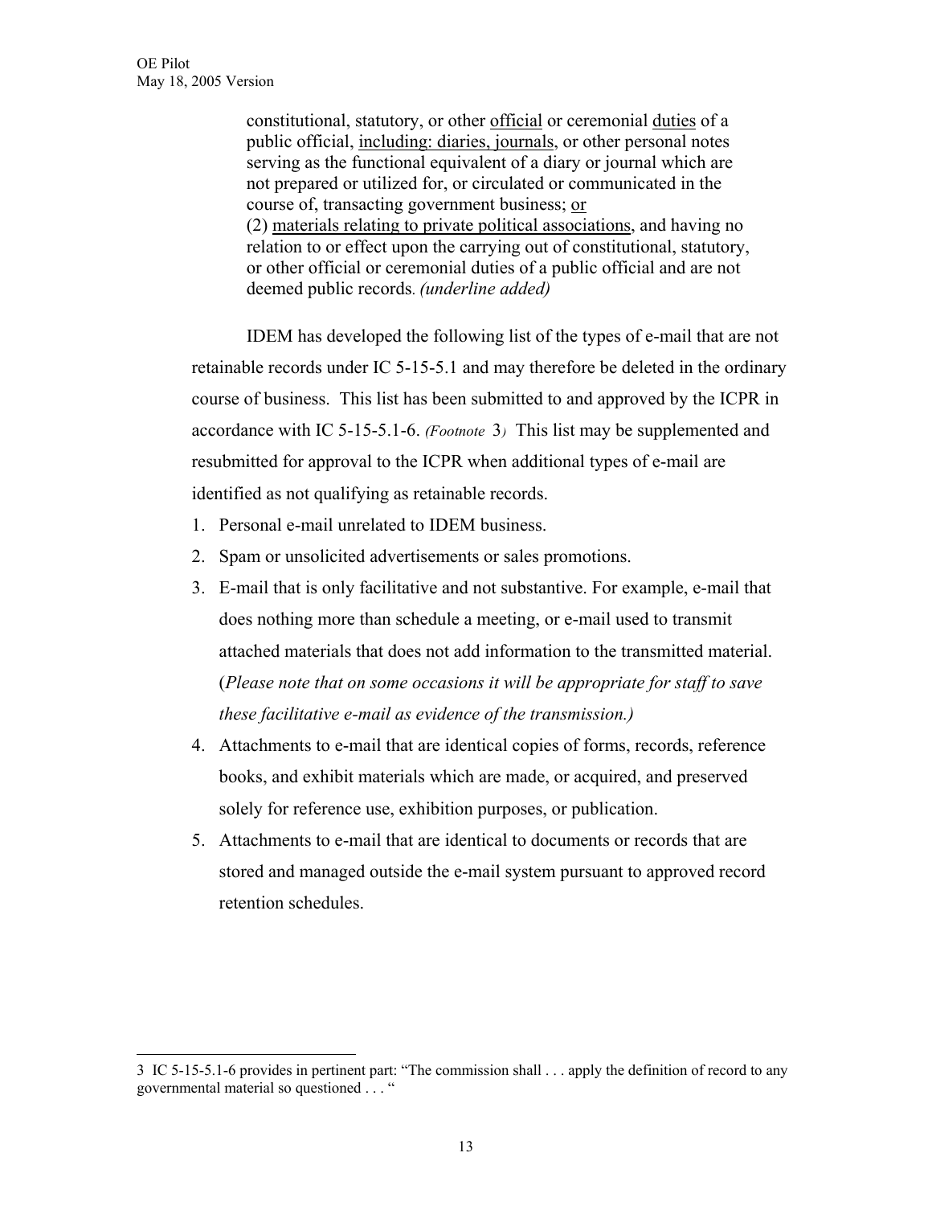constitutional, statutory, or other <u>official</u> or ceremonial <u>duties</u> of a public official, <u>including: diaries, journals</u>, or other personal notes serving as the functional equivalent of a diary or journal which are not prepared or utilized for, or circulated or communicated in the course of, transacting government business; <u>or</u>
(2) <u>materials relating to private political associations</u>, and having no relation to or effect upon the carrying out of constitutional, statutory, or other official or ceremonial duties of a public official and are not deemed public records. *(underline added)*

IDEM has developed the following list of the types of e-mail that are not retainable records under IC 5-15-5.1 and may therefore be deleted in the ordinary course of business. This list has been submitted to and approved by the ICPR in accordance with IC 5-15-5.1-6. *(Footnote* 3*)* This list may be supplemented and resubmitted for approval to the ICPR when additional types of e-mail are identified as not qualifying as retainable records.

1. Personal e-mail unrelated to IDEM business.
2. Spam or unsolicited advertisements or sales promotions.
3. E-mail that is only facilitative and not substantive. For example, e-mail that does nothing more than schedule a meeting, or e-mail used to transmit attached materials that does not add information to the transmitted material. (*Please note that on some occasions it will be appropriate for staff to save these facilitative e-mail as evidence of the transmission.)*
4. Attachments to e-mail that are identical copies of forms, records, reference books, and exhibit materials which are made, or acquired, and preserved solely for reference use, exhibition purposes, or publication.
5. Attachments to e-mail that are identical to documents or records that are stored and managed outside the e-mail system pursuant to approved record retention schedules.

---

3 IC 5-15-5.1-6 provides in pertinent part: "The commission shall . . . apply the definition of record to any governmental material so questioned . . . "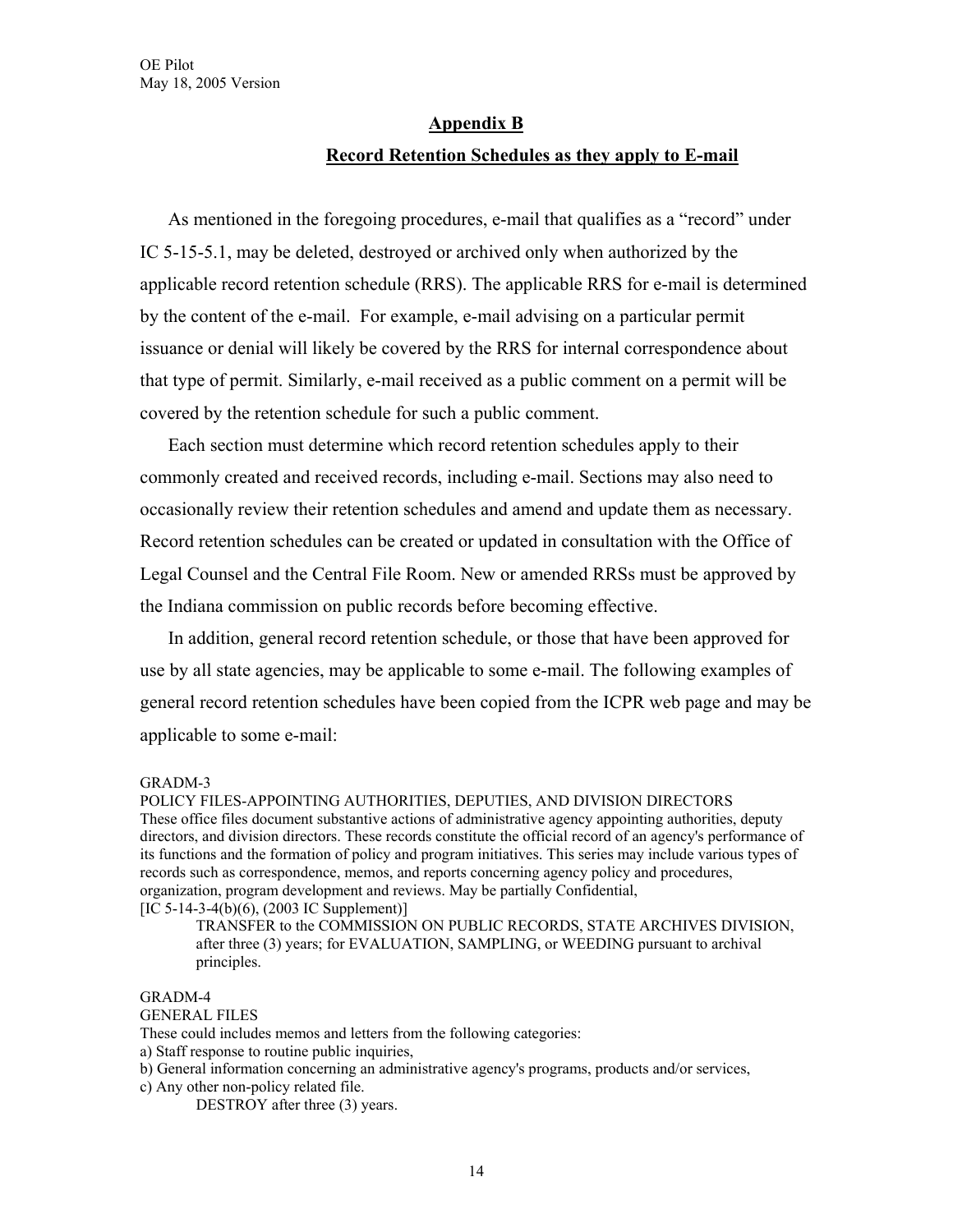## Appendix B

## Record Retention Schedules as they apply to E-mail

As mentioned in the foregoing procedures, e-mail that qualifies as a "record" under IC 5-15-5.1, may be deleted, destroyed or archived only when authorized by the applicable record retention schedule (RRS). The applicable RRS for e-mail is determined by the content of the e-mail. For example, e-mail advising on a particular permit issuance or denial will likely be covered by the RRS for internal correspondence about that type of permit. Similarly, e-mail received as a public comment on a permit will be covered by the retention schedule for such a public comment.

Each section must determine which record retention schedules apply to their commonly created and received records, including e-mail. Sections may also need to occasionally review their retention schedules and amend and update them as necessary. Record retention schedules can be created or updated in consultation with the Office of Legal Counsel and the Central File Room. New or amended RRSs must be approved by the Indiana commission on public records before becoming effective.

In addition, general record retention schedule, or those that have been approved for use by all state agencies, may be applicable to some e-mail. The following examples of general record retention schedules have been copied from the ICPR web page and may be applicable to some e-mail:

GRADM-3
POLICY FILES-APPOINTING AUTHORITIES, DEPUTIES, AND DIVISION DIRECTORS
These office files document substantive actions of administrative agency appointing authorities, deputy directors, and division directors. These records constitute the official record of an agency's performance of its functions and the formation of policy and program initiatives. This series may include various types of records such as correspondence, memos, and reports concerning agency policy and procedures, organization, program development and reviews. May be partially Confidential,
[IC 5-14-3-4(b)(6), (2003 IC Supplement)]

> TRANSFER to the COMMISSION ON PUBLIC RECORDS, STATE ARCHIVES DIVISION, after three (3) years; for EVALUATION, SAMPLING, or WEEDING pursuant to archival principles.

GRADM-4
GENERAL FILES
These could includes memos and letters from the following categories:
a) Staff response to routine public inquiries,
b) General information concerning an administrative agency's programs, products and/or services,
c) Any other non-policy related file.

> DESTROY after three (3) years.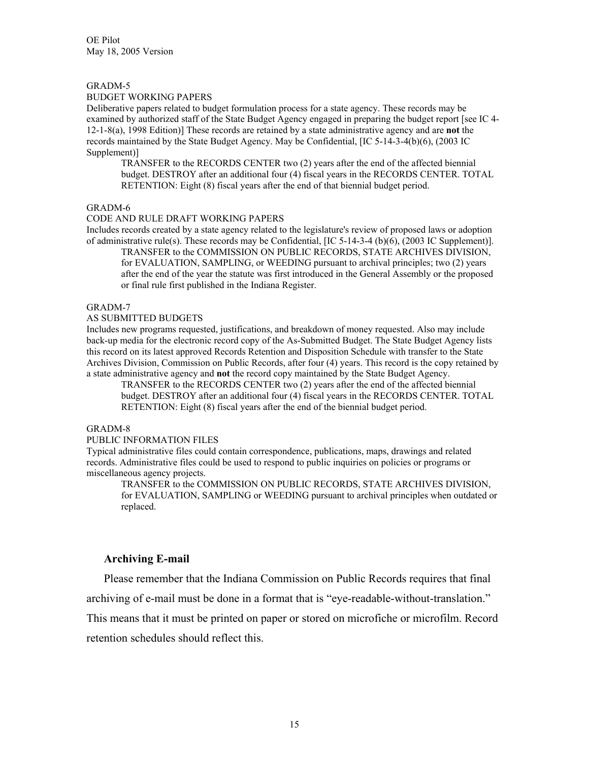GRADM-5

BUDGET WORKING PAPERS

Deliberative papers related to budget formulation process for a state agency. These records may be examined by authorized staff of the State Budget Agency engaged in preparing the budget report [see IC 4-12-1-8(a), 1998 Edition)] These records are retained by a state administrative agency and are **not** the records maintained by the State Budget Agency. May be Confidential, [IC 5-14-3-4(b)(6), (2003 IC Supplement)]

> TRANSFER to the RECORDS CENTER two (2) years after the end of the affected biennial budget. DESTROY after an additional four (4) fiscal years in the RECORDS CENTER. TOTAL RETENTION: Eight (8) fiscal years after the end of that biennial budget period.

GRADM-6

CODE AND RULE DRAFT WORKING PAPERS

Includes records created by a state agency related to the legislature's review of proposed laws or adoption of administrative rule(s). These records may be Confidential, [IC 5-14-3-4 (b)(6), (2003 IC Supplement)].

> TRANSFER to the COMMISSION ON PUBLIC RECORDS, STATE ARCHIVES DIVISION, for EVALUATION, SAMPLING, or WEEDING pursuant to archival principles; two (2) years after the end of the year the statute was first introduced in the General Assembly or the proposed or final rule first published in the Indiana Register.

GRADM-7

AS SUBMITTED BUDGETS

Includes new programs requested, justifications, and breakdown of money requested. Also may include back-up media for the electronic record copy of the As-Submitted Budget. The State Budget Agency lists this record on its latest approved Records Retention and Disposition Schedule with transfer to the State Archives Division, Commission on Public Records, after four (4) years. This record is the copy retained by a state administrative agency and **not** the record copy maintained by the State Budget Agency.

> TRANSFER to the RECORDS CENTER two (2) years after the end of the affected biennial budget. DESTROY after an additional four (4) fiscal years in the RECORDS CENTER. TOTAL RETENTION: Eight (8) fiscal years after the end of the biennial budget period.

GRADM-8

PUBLIC INFORMATION FILES

Typical administrative files could contain correspondence, publications, maps, drawings and related records. Administrative files could be used to respond to public inquiries on policies or programs or miscellaneous agency projects.

> TRANSFER to the COMMISSION ON PUBLIC RECORDS, STATE ARCHIVES DIVISION, for EVALUATION, SAMPLING or WEEDING pursuant to archival principles when outdated or replaced.

## Archiving E-mail

Please remember that the Indiana Commission on Public Records requires that final archiving of e-mail must be done in a format that is "eye-readable-without-translation." This means that it must be printed on paper or stored on microfiche or microfilm. Record retention schedules should reflect this.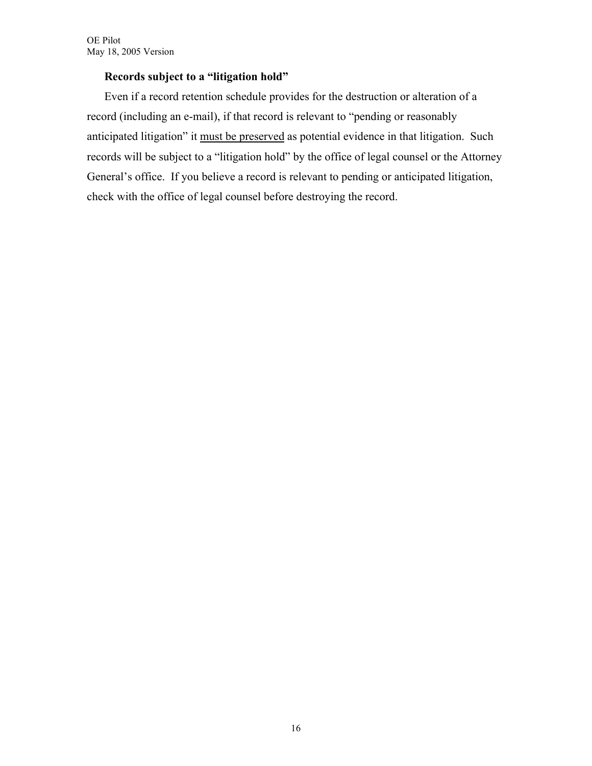**Records subject to a "litigation hold"**

Even if a record retention schedule provides for the destruction or alteration of a record (including an e-mail), if that record is relevant to "pending or reasonably anticipated litigation" it <u>must be preserved</u> as potential evidence in that litigation. Such records will be subject to a "litigation hold" by the office of legal counsel or the Attorney General's office. If you believe a record is relevant to pending or anticipated litigation, check with the office of legal counsel before destroying the record.